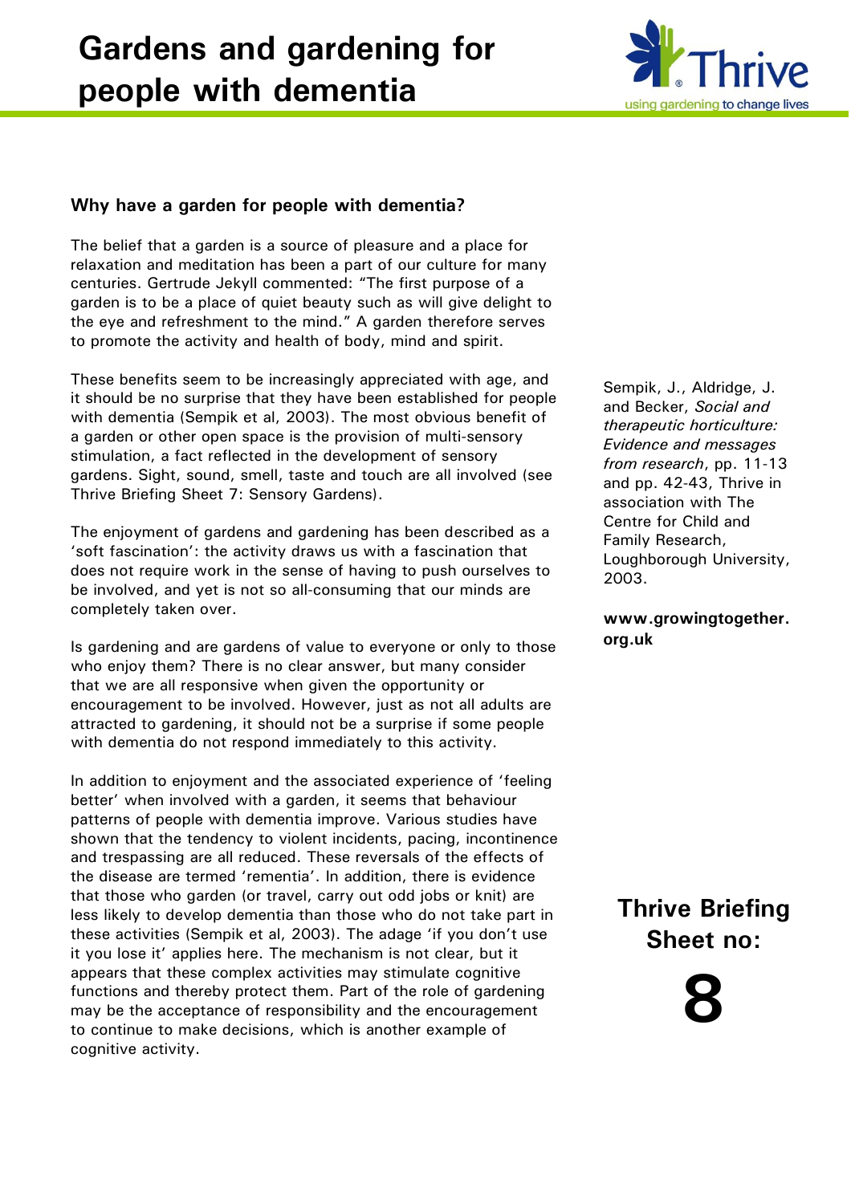# Gardens and gardening for people with dementia

Thrive
using gardening to change lives

## Why have a garden for people with dementia?

The belief that a garden is a source of pleasure and a place for relaxation and meditation has been a part of our culture for many centuries. Gertrude Jekyll commented: "The first purpose of a garden is to be a place of quiet beauty such as will give delight to the eye and refreshment to the mind." A garden therefore serves to promote the activity and health of body, mind and spirit.

These benefits seem to be increasingly appreciated with age, and it should be no surprise that they have been established for people with dementia (Sempik et al, 2003). The most obvious benefit of a garden or other open space is the provision of multi-sensory stimulation, a fact reflected in the development of sensory gardens. Sight, sound, smell, taste and touch are all involved (see Thrive Briefing Sheet 7: Sensory Gardens).

Sempik, J., Aldridge, J. and Becker, *Social and therapeutic horticulture: Evidence and messages from research*, pp. 11-13 and pp. 42-43, Thrive in association with The Centre for Child and Family Research, Loughborough University, 2003.

**www.growingtogether.org.uk**

The enjoyment of gardens and gardening has been described as a 'soft fascination': the activity draws us with a fascination that does not require work in the sense of having to push ourselves to be involved, and yet is not so all-consuming that our minds are completely taken over.

Is gardening and are gardens of value to everyone or only to those who enjoy them? There is no clear answer, but many consider that we are all responsive when given the opportunity or encouragement to be involved. However, just as not all adults are attracted to gardening, it should not be a surprise if some people with dementia do not respond immediately to this activity.

In addition to enjoyment and the associated experience of 'feeling better' when involved with a garden, it seems that behaviour patterns of people with dementia improve. Various studies have shown that the tendency to violent incidents, pacing, incontinence and trespassing are all reduced. These reversals of the effects of the disease are termed 'rementia'. In addition, there is evidence that those who garden (or travel, carry out odd jobs or knit) are less likely to develop dementia than those who do not take part in these activities (Sempik et al, 2003). The adage 'if you don't use it you lose it' applies here. The mechanism is not clear, but it appears that these complex activities may stimulate cognitive functions and thereby protect them. Part of the role of gardening may be the acceptance of responsibility and the encouragement to continue to make decisions, which is another example of cognitive activity.

**Thrive Briefing Sheet no: 8**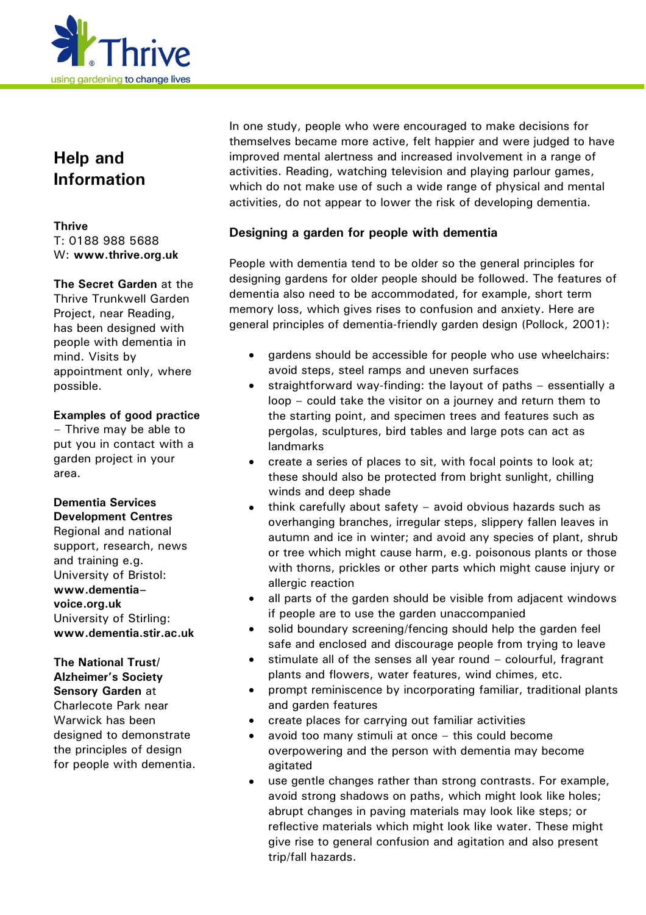## Help and Information

**Thrive**
T: 0188 988 5688
W: **www.thrive.org.uk**

**The Secret Garden** at the Thrive Trunkwell Garden Project, near Reading, has been designed with people with dementia in mind. Visits by appointment only, where possible.

**Examples of good practice** – Thrive may be able to put you in contact with a garden project in your area.

**Dementia Services Development Centres**
Regional and national support, research, news and training e.g.
University of Bristol: **www.dementia–voice.org.uk**
University of Stirling: **www.dementia.stir.ac.uk**

**The National Trust/ Alzheimer's Society Sensory Garden** at Charlecote Park near Warwick has been designed to demonstrate the principles of design for people with dementia.

In one study, people who were encouraged to make decisions for themselves became more active, felt happier and were judged to have improved mental alertness and increased involvement in a range of activities. Reading, watching television and playing parlour games, which do not make use of such a wide range of physical and mental activities, do not appear to lower the risk of developing dementia.

### Designing a garden for people with dementia

People with dementia tend to be older so the general principles for designing gardens for older people should be followed. The features of dementia also need to be accommodated, for example, short term memory loss, which gives rises to confusion and anxiety. Here are general principles of dementia-friendly garden design (Pollock, 2001):

- gardens should be accessible for people who use wheelchairs: avoid steps, steel ramps and uneven surfaces
- straightforward way-finding: the layout of paths – essentially a loop – could take the visitor on a journey and return them to the starting point, and specimen trees and features such as pergolas, sculptures, bird tables and large pots can act as landmarks
- create a series of places to sit, with focal points to look at; these should also be protected from bright sunlight, chilling winds and deep shade
- think carefully about safety – avoid obvious hazards such as overhanging branches, irregular steps, slippery fallen leaves in autumn and ice in winter; and avoid any species of plant, shrub or tree which might cause harm, e.g. poisonous plants or those with thorns, prickles or other parts which might cause injury or allergic reaction
- all parts of the garden should be visible from adjacent windows if people are to use the garden unaccompanied
- solid boundary screening/fencing should help the garden feel safe and enclosed and discourage people from trying to leave
- stimulate all of the senses all year round – colourful, fragrant plants and flowers, water features, wind chimes, etc.
- prompt reminiscence by incorporating familiar, traditional plants and garden features
- create places for carrying out familiar activities
- avoid too many stimuli at once – this could become overpowering and the person with dementia may become agitated
- use gentle changes rather than strong contrasts. For example, avoid strong shadows on paths, which might look like holes; abrupt changes in paving materials may look like steps; or reflective materials which might look like water. These might give rise to general confusion and agitation and also present trip/fall hazards.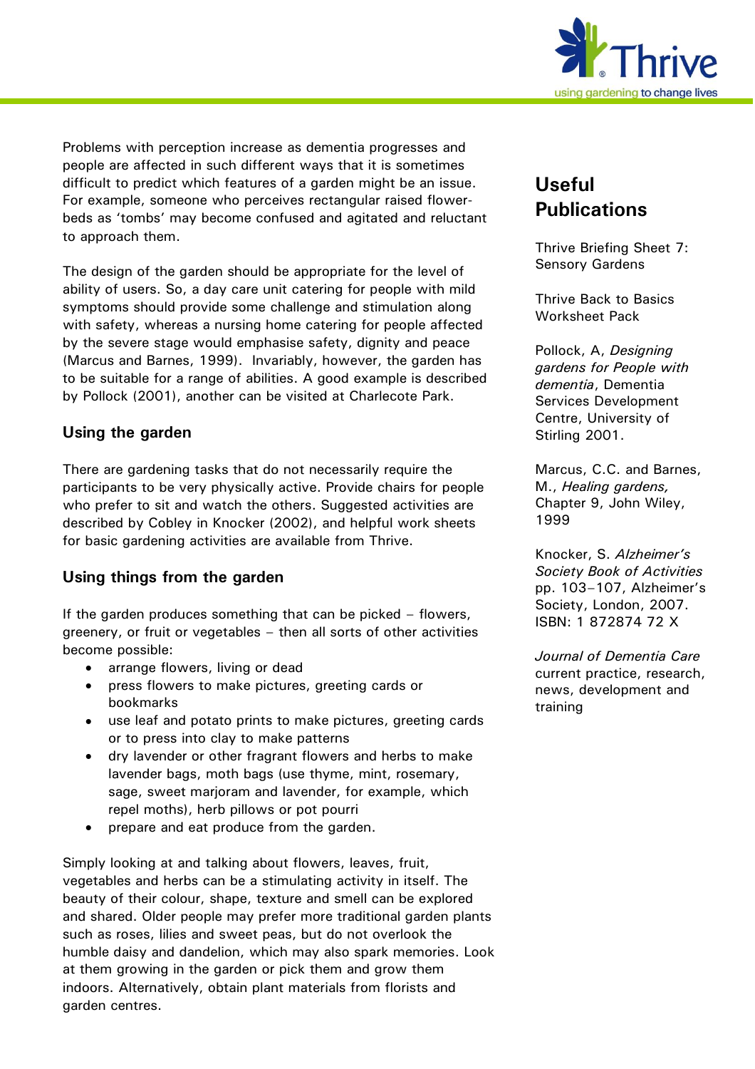Problems with perception increase as dementia progresses and people are affected in such different ways that it is sometimes difficult to predict which features of a garden might be an issue. For example, someone who perceives rectangular raised flower-beds as 'tombs' may become confused and agitated and reluctant to approach them.

The design of the garden should be appropriate for the level of ability of users. So, a day care unit catering for people with mild symptoms should provide some challenge and stimulation along with safety, whereas a nursing home catering for people affected by the severe stage would emphasise safety, dignity and peace (Marcus and Barnes, 1999). Invariably, however, the garden has to be suitable for a range of abilities. A good example is described by Pollock (2001), another can be visited at Charlecote Park.

### Using the garden

There are gardening tasks that do not necessarily require the participants to be very physically active. Provide chairs for people who prefer to sit and watch the others. Suggested activities are described by Cobley in Knocker (2002), and helpful work sheets for basic gardening activities are available from Thrive.

### Using things from the garden

If the garden produces something that can be picked – flowers, greenery, or fruit or vegetables – then all sorts of other activities become possible:

- arrange flowers, living or dead
- press flowers to make pictures, greeting cards or bookmarks
- use leaf and potato prints to make pictures, greeting cards or to press into clay to make patterns
- dry lavender or other fragrant flowers and herbs to make lavender bags, moth bags (use thyme, mint, rosemary, sage, sweet marjoram and lavender, for example, which repel moths), herb pillows or pot pourri
- prepare and eat produce from the garden.

Simply looking at and talking about flowers, leaves, fruit, vegetables and herbs can be a stimulating activity in itself. The beauty of their colour, shape, texture and smell can be explored and shared. Older people may prefer more traditional garden plants such as roses, lilies and sweet peas, but do not overlook the humble daisy and dandelion, which may also spark memories. Look at them growing in the garden or pick them and grow them indoors. Alternatively, obtain plant materials from florists and garden centres.

## Useful Publications

Thrive Briefing Sheet 7: Sensory Gardens

Thrive Back to Basics Worksheet Pack

Pollock, A, *Designing gardens for People with dementia*, Dementia Services Development Centre, University of Stirling 2001.

Marcus, C.C. and Barnes, M., *Healing gardens,* Chapter 9, John Wiley, 1999

Knocker, S. *Alzheimer's Society Book of Activities* pp. 103–107, Alzheimer's Society, London, 2007. ISBN: 1 872874 72 X

*Journal of Dementia Care* current practice, research, news, development and training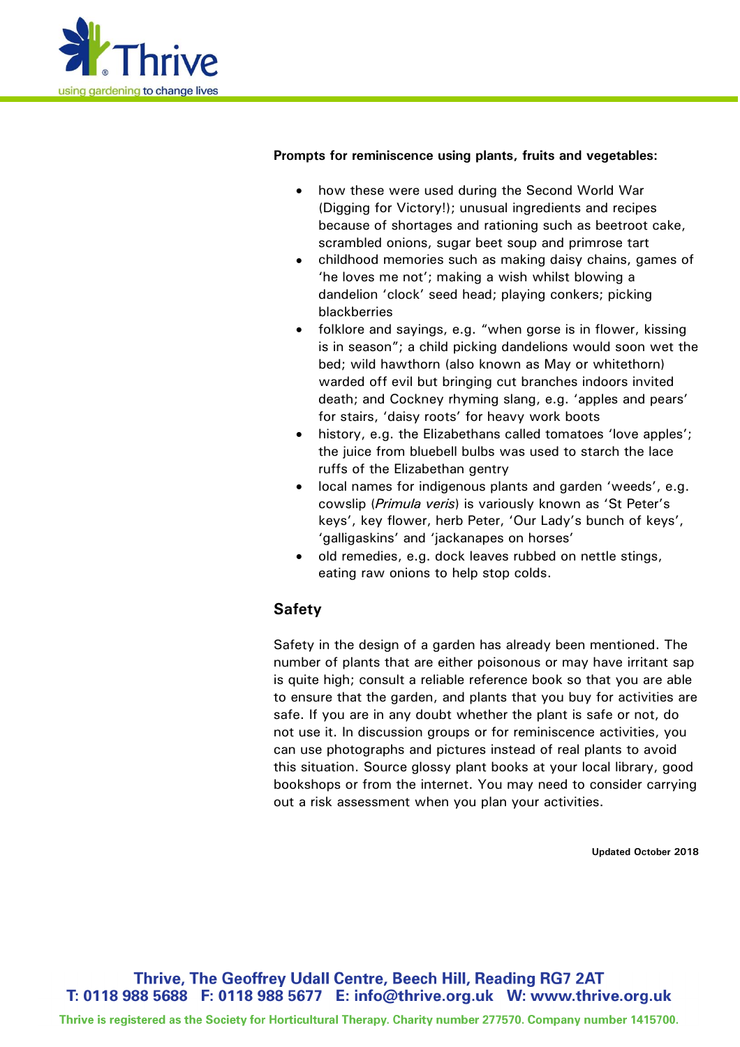**Prompts for reminiscence using plants, fruits and vegetables:**

- how these were used during the Second World War (Digging for Victory!); unusual ingredients and recipes because of shortages and rationing such as beetroot cake, scrambled onions, sugar beet soup and primrose tart
- childhood memories such as making daisy chains, games of 'he loves me not'; making a wish whilst blowing a dandelion 'clock' seed head; playing conkers; picking blackberries
- folklore and sayings, e.g. "when gorse is in flower, kissing is in season"; a child picking dandelions would soon wet the bed; wild hawthorn (also known as May or whitethorn) warded off evil but bringing cut branches indoors invited death; and Cockney rhyming slang, e.g. 'apples and pears' for stairs, 'daisy roots' for heavy work boots
- history, e.g. the Elizabethans called tomatoes 'love apples'; the juice from bluebell bulbs was used to starch the lace ruffs of the Elizabethan gentry
- local names for indigenous plants and garden 'weeds', e.g. cowslip (*Primula veris*) is variously known as 'St Peter's keys', key flower, herb Peter, 'Our Lady's bunch of keys', 'galligaskins' and 'jackanapes on horses'
- old remedies, e.g. dock leaves rubbed on nettle stings, eating raw onions to help stop colds.

## Safety

Safety in the design of a garden has already been mentioned. The number of plants that are either poisonous or may have irritant sap is quite high; consult a reliable reference book so that you are able to ensure that the garden, and plants that you buy for activities are safe. If you are in any doubt whether the plant is safe or not, do not use it. In discussion groups or for reminiscence activities, you can use photographs and pictures instead of real plants to avoid this situation. Source glossy plant books at your local library, good bookshops or from the internet. You may need to consider carrying out a risk assessment when you plan your activities.

**Updated October 2018**